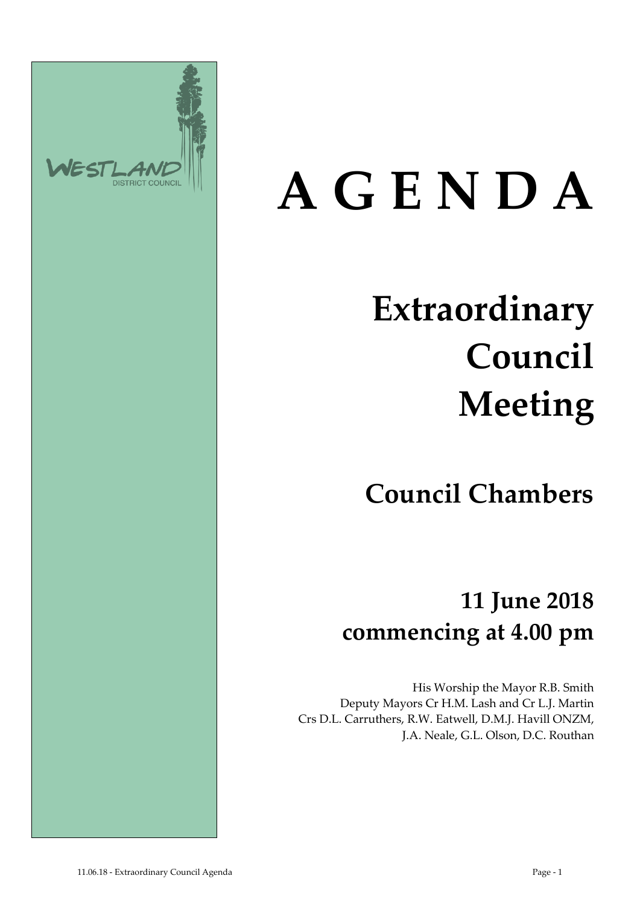WESTLAND DISTRICT COUNCIL

# A G E N D A

# Extraordinary Council Meeting

## Council Chambers

## 11 June 2018 commencing at 4.00 pm

His Worship the Mayor R.B. Smith
Deputy Mayors Cr H.M. Lash and Cr L.J. Martin
Crs D.L. Carruthers, R.W. Eatwell, D.M.J. Havill ONZM, J.A. Neale, G.L. Olson, D.C. Routhan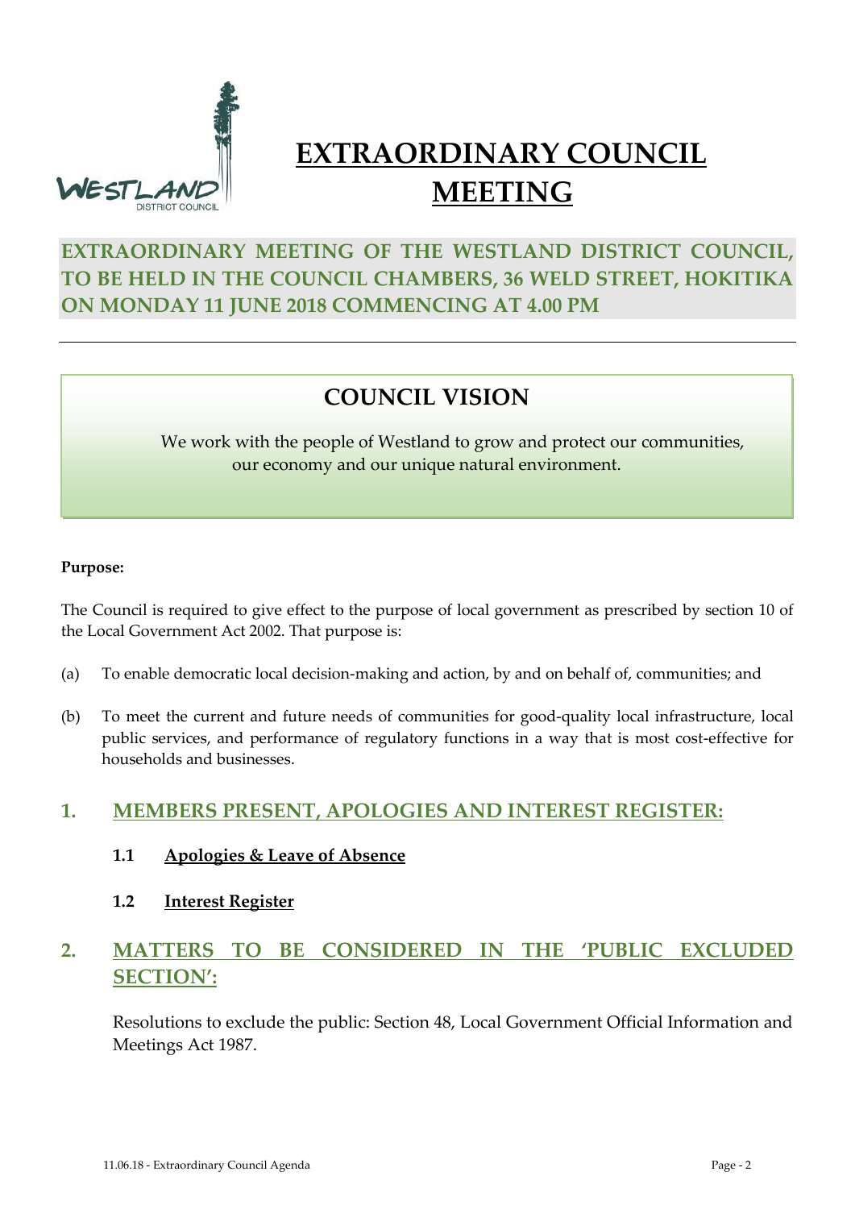# EXTRAORDINARY COUNCIL MEETING

**EXTRAORDINARY MEETING OF THE WESTLAND DISTRICT COUNCIL, TO BE HELD IN THE COUNCIL CHAMBERS, 36 WELD STREET, HOKITIKA ON MONDAY 11 JUNE 2018 COMMENCING AT 4.00 PM**

---

## COUNCIL VISION

We work with the people of Westland to grow and protect our communities, our economy and our unique natural environment.

**Purpose:**

The Council is required to give effect to the purpose of local government as prescribed by section 10 of the Local Government Act 2002. That purpose is:

(a) To enable democratic local decision-making and action, by and on behalf of, communities; and

(b) To meet the current and future needs of communities for good-quality local infrastructure, local public services, and performance of regulatory functions in a way that is most cost-effective for households and businesses.

## 1. MEMBERS PRESENT, APOLOGIES AND INTEREST REGISTER:

### 1.1 Apologies & Leave of Absence

### 1.2 Interest Register

## 2. MATTERS TO BE CONSIDERED IN THE 'PUBLIC EXCLUDED SECTION':

Resolutions to exclude the public: Section 48, Local Government Official Information and Meetings Act 1987.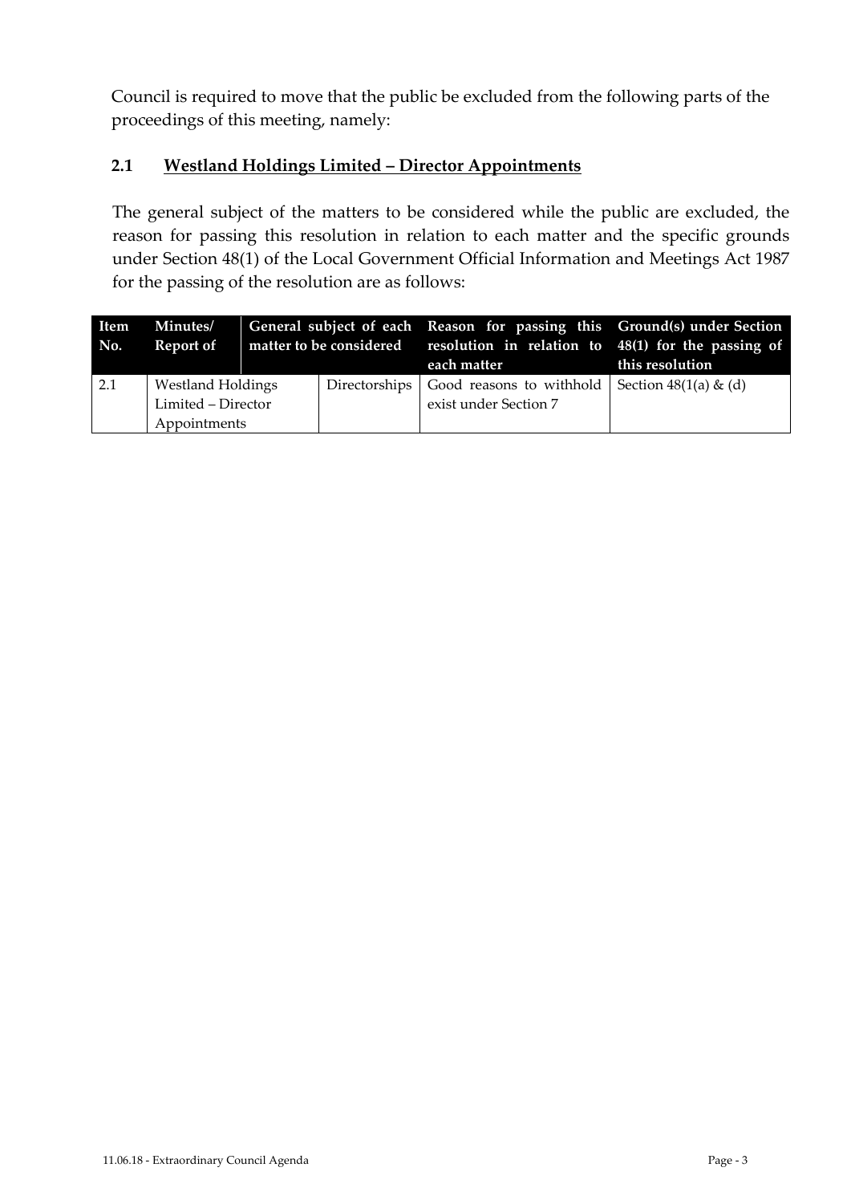Council is required to move that the public be excluded from the following parts of the proceedings of this meeting, namely:

### 2.1 Westland Holdings Limited – Director Appointments

The general subject of the matters to be considered while the public are excluded, the reason for passing this resolution in relation to each matter and the specific grounds under Section 48(1) of the Local Government Official Information and Meetings Act 1987 for the passing of the resolution are as follows:

| Item No. | Minutes/ Report of | General subject of each matter to be considered | Reason for passing this resolution in relation to each matter | Ground(s) under Section 48(1) for the passing of this resolution |
|---|---|---|---|---|
| 2.1 | Westland Holdings Limited – Director Appointments | Directorships | Good reasons to withhold exist under Section 7 | Section 48(1(a) & (d) |